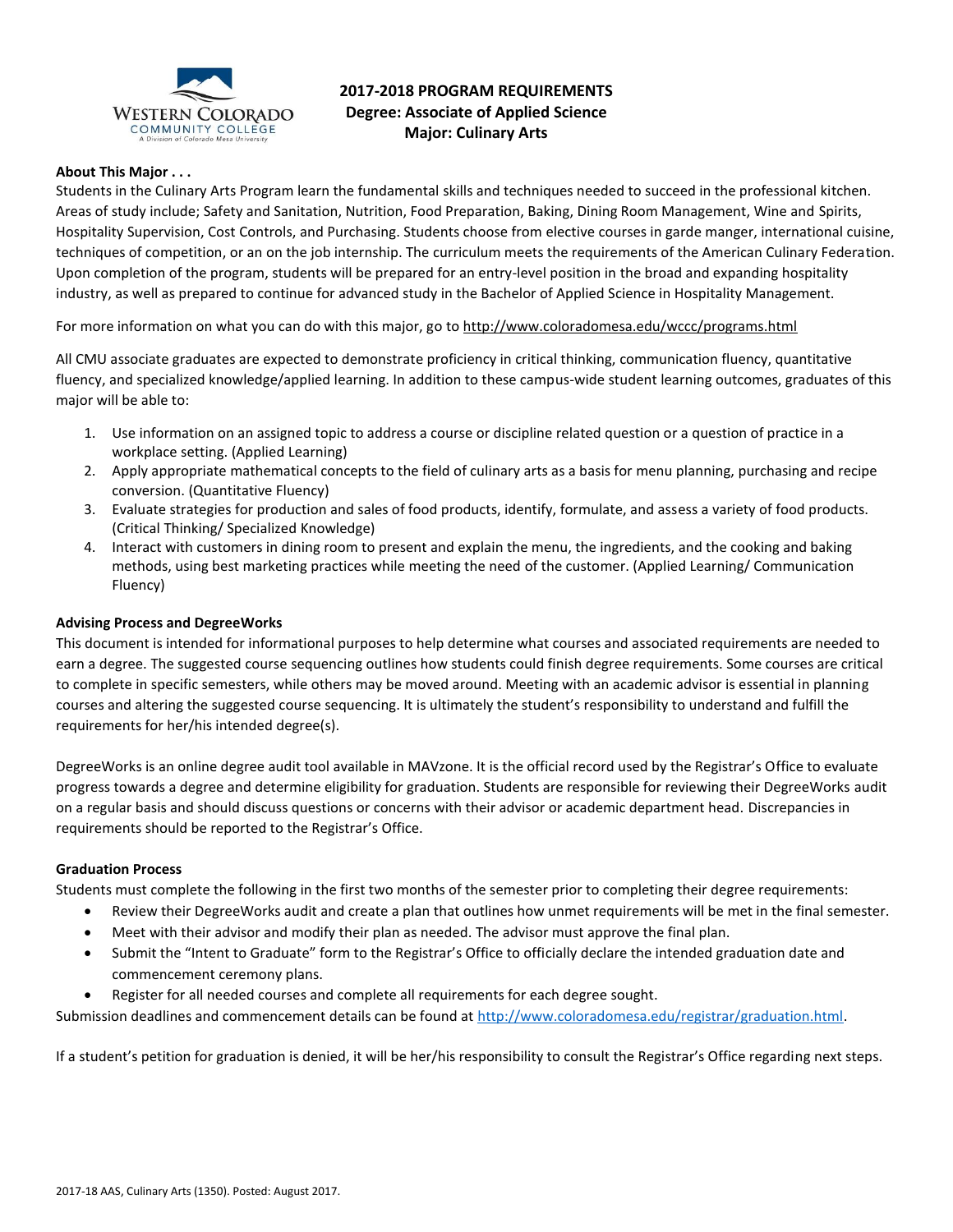# 2017-2018 PROGRAM REQUIREMENTS
## Degree: Associate of Applied Science
## Major: Culinary Arts

**About This Major . . .**

Students in the Culinary Arts Program learn the fundamental skills and techniques needed to succeed in the professional kitchen. Areas of study include; Safety and Sanitation, Nutrition, Food Preparation, Baking, Dining Room Management, Wine and Spirits, Hospitality Supervision, Cost Controls, and Purchasing. Students choose from elective courses in garde manger, international cuisine, techniques of competition, or an on the job internship. The curriculum meets the requirements of the American Culinary Federation. Upon completion of the program, students will be prepared for an entry-level position in the broad and expanding hospitality industry, as well as prepared to continue for advanced study in the Bachelor of Applied Science in Hospitality Management.

For more information on what you can do with this major, go to http://www.coloradomesa.edu/wccc/programs.html

All CMU associate graduates are expected to demonstrate proficiency in critical thinking, communication fluency, quantitative fluency, and specialized knowledge/applied learning. In addition to these campus-wide student learning outcomes, graduates of this major will be able to:

1. Use information on an assigned topic to address a course or discipline related question or a question of practice in a workplace setting. (Applied Learning)
2. Apply appropriate mathematical concepts to the field of culinary arts as a basis for menu planning, purchasing and recipe conversion. (Quantitative Fluency)
3. Evaluate strategies for production and sales of food products, identify, formulate, and assess a variety of food products. (Critical Thinking/ Specialized Knowledge)
4. Interact with customers in dining room to present and explain the menu, the ingredients, and the cooking and baking methods, using best marketing practices while meeting the need of the customer. (Applied Learning/ Communication Fluency)

**Advising Process and DegreeWorks**

This document is intended for informational purposes to help determine what courses and associated requirements are needed to earn a degree. The suggested course sequencing outlines how students could finish degree requirements. Some courses are critical to complete in specific semesters, while others may be moved around. Meeting with an academic advisor is essential in planning courses and altering the suggested course sequencing. It is ultimately the student's responsibility to understand and fulfill the requirements for her/his intended degree(s).

DegreeWorks is an online degree audit tool available in MAVzone. It is the official record used by the Registrar's Office to evaluate progress towards a degree and determine eligibility for graduation. Students are responsible for reviewing their DegreeWorks audit on a regular basis and should discuss questions or concerns with their advisor or academic department head. Discrepancies in requirements should be reported to the Registrar's Office.

**Graduation Process**

Students must complete the following in the first two months of the semester prior to completing their degree requirements:

- Review their DegreeWorks audit and create a plan that outlines how unmet requirements will be met in the final semester.
- Meet with their advisor and modify their plan as needed. The advisor must approve the final plan.
- Submit the "Intent to Graduate" form to the Registrar's Office to officially declare the intended graduation date and commencement ceremony plans.
- Register for all needed courses and complete all requirements for each degree sought.

Submission deadlines and commencement details can be found at http://www.coloradomesa.edu/registrar/graduation.html.

If a student's petition for graduation is denied, it will be her/his responsibility to consult the Registrar's Office regarding next steps.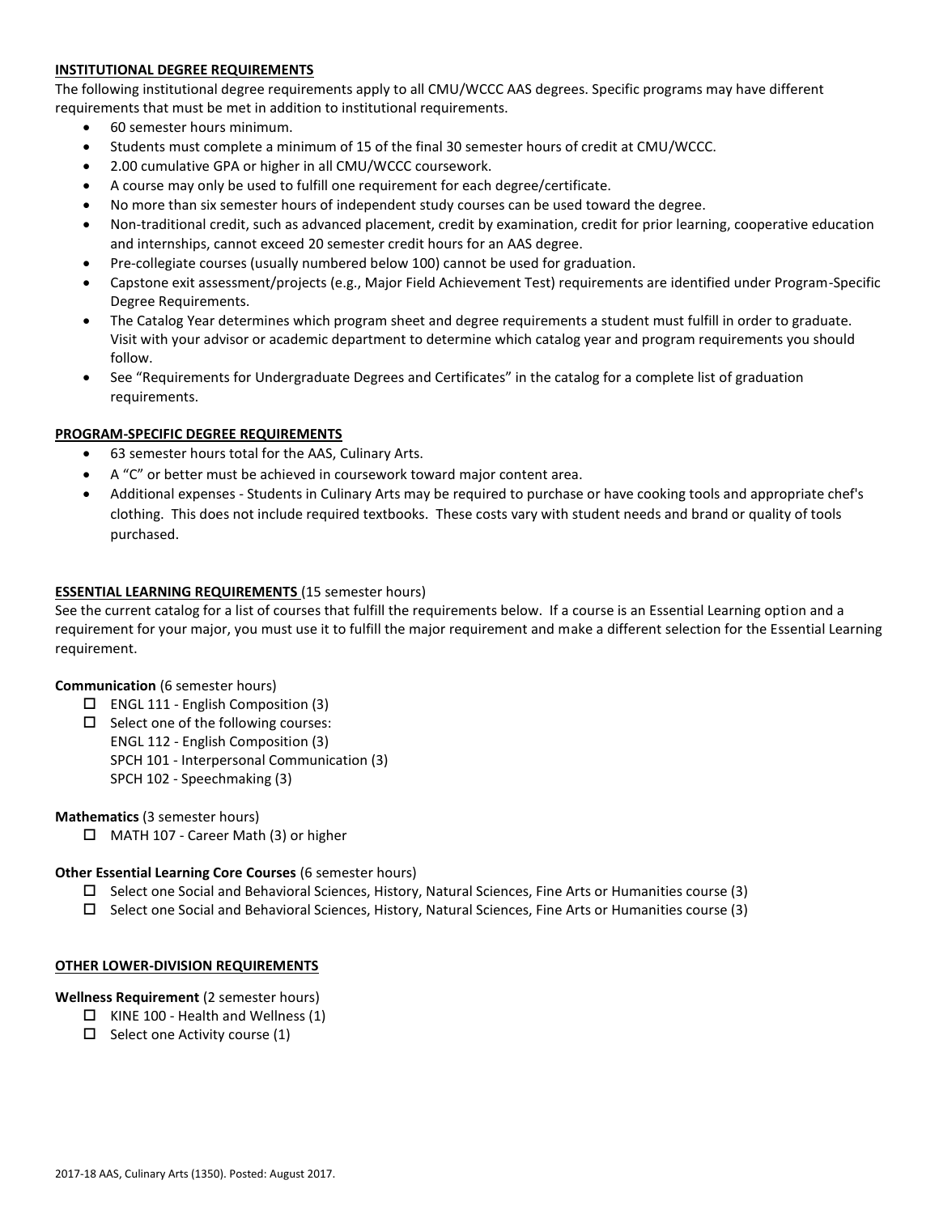## INSTITUTIONAL DEGREE REQUIREMENTS

The following institutional degree requirements apply to all CMU/WCCC AAS degrees. Specific programs may have different requirements that must be met in addition to institutional requirements.

- 60 semester hours minimum.
- Students must complete a minimum of 15 of the final 30 semester hours of credit at CMU/WCCC.
- 2.00 cumulative GPA or higher in all CMU/WCCC coursework.
- A course may only be used to fulfill one requirement for each degree/certificate.
- No more than six semester hours of independent study courses can be used toward the degree.
- Non-traditional credit, such as advanced placement, credit by examination, credit for prior learning, cooperative education and internships, cannot exceed 20 semester credit hours for an AAS degree.
- Pre-collegiate courses (usually numbered below 100) cannot be used for graduation.
- Capstone exit assessment/projects (e.g., Major Field Achievement Test) requirements are identified under Program-Specific Degree Requirements.
- The Catalog Year determines which program sheet and degree requirements a student must fulfill in order to graduate. Visit with your advisor or academic department to determine which catalog year and program requirements you should follow.
- See "Requirements for Undergraduate Degrees and Certificates" in the catalog for a complete list of graduation requirements.

## PROGRAM-SPECIFIC DEGREE REQUIREMENTS

- 63 semester hours total for the AAS, Culinary Arts.
- A "C" or better must be achieved in coursework toward major content area.
- Additional expenses - Students in Culinary Arts may be required to purchase or have cooking tools and appropriate chef's clothing. This does not include required textbooks. These costs vary with student needs and brand or quality of tools purchased.

## ESSENTIAL LEARNING REQUIREMENTS (15 semester hours)

See the current catalog for a list of courses that fulfill the requirements below. If a course is an Essential Learning option and a requirement for your major, you must use it to fulfill the major requirement and make a different selection for the Essential Learning requirement.

**Communication** (6 semester hours)

- ☐ ENGL 111 - English Composition (3)
- ☐ Select one of the following courses:
  ENGL 112 - English Composition (3)
  SPCH 101 - Interpersonal Communication (3)
  SPCH 102 - Speechmaking (3)

**Mathematics** (3 semester hours)

- ☐ MATH 107 - Career Math (3) or higher

**Other Essential Learning Core Courses** (6 semester hours)

- ☐ Select one Social and Behavioral Sciences, History, Natural Sciences, Fine Arts or Humanities course (3)
- ☐ Select one Social and Behavioral Sciences, History, Natural Sciences, Fine Arts or Humanities course (3)

## OTHER LOWER-DIVISION REQUIREMENTS

**Wellness Requirement** (2 semester hours)

- ☐ KINE 100 - Health and Wellness (1)
- ☐ Select one Activity course (1)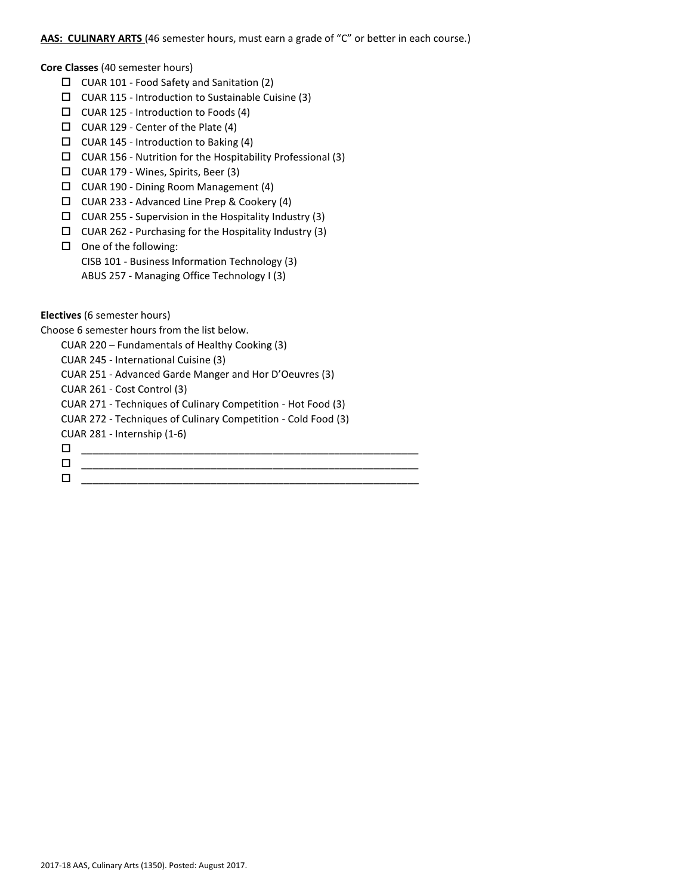**AAS: CULINARY ARTS** (46 semester hours, must earn a grade of "C" or better in each course.)

**Core Classes** (40 semester hours)

- ☐ CUAR 101 - Food Safety and Sanitation (2)
- ☐ CUAR 115 - Introduction to Sustainable Cuisine (3)
- ☐ CUAR 125 - Introduction to Foods (4)
- ☐ CUAR 129 - Center of the Plate (4)
- ☐ CUAR 145 - Introduction to Baking (4)
- ☐ CUAR 156 - Nutrition for the Hospitability Professional (3)
- ☐ CUAR 179 - Wines, Spirits, Beer (3)
- ☐ CUAR 190 - Dining Room Management (4)
- ☐ CUAR 233 - Advanced Line Prep & Cookery (4)
- ☐ CUAR 255 - Supervision in the Hospitality Industry (3)
- ☐ CUAR 262 - Purchasing for the Hospitality Industry (3)
- ☐ One of the following:
  CISB 101 - Business Information Technology (3)
  ABUS 257 - Managing Office Technology I (3)

**Electives** (6 semester hours)

Choose 6 semester hours from the list below.

CUAR 220 – Fundamentals of Healthy Cooking (3)
CUAR 245 - International Cuisine (3)
CUAR 251 - Advanced Garde Manger and Hor D'Oeuvres (3)
CUAR 261 - Cost Control (3)
CUAR 271 - Techniques of Culinary Competition - Hot Food (3)
CUAR 272 - Techniques of Culinary Competition - Cold Food (3)
CUAR 281 - Internship (1-6)

- ☐ ______________________________________________
- ☐ ______________________________________________
- ☐ ______________________________________________

2017-18 AAS, Culinary Arts (1350). Posted: August 2017.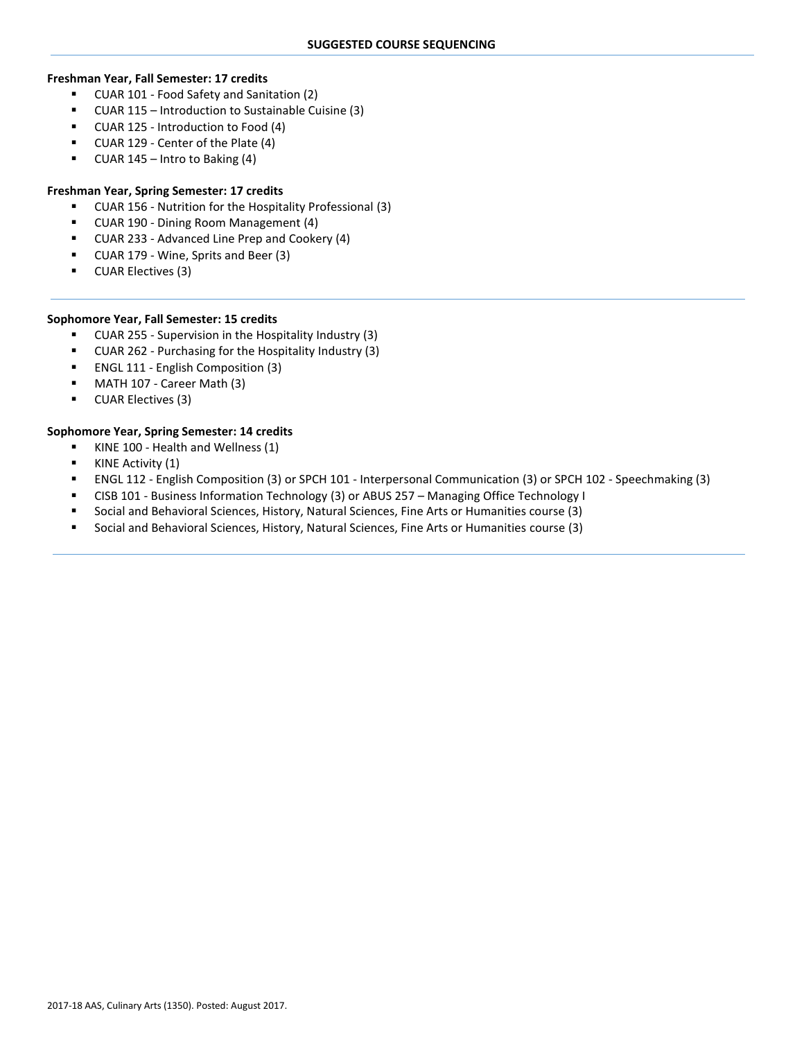## SUGGESTED COURSE SEQUENCING

**Freshman Year, Fall Semester: 17 credits**

- CUAR 101 - Food Safety and Sanitation (2)
- CUAR 115 – Introduction to Sustainable Cuisine (3)
- CUAR 125 - Introduction to Food (4)
- CUAR 129 - Center of the Plate (4)
- CUAR 145 – Intro to Baking (4)

**Freshman Year, Spring Semester: 17 credits**

- CUAR 156 - Nutrition for the Hospitality Professional (3)
- CUAR 190 - Dining Room Management (4)
- CUAR 233 - Advanced Line Prep and Cookery (4)
- CUAR 179 - Wine, Sprits and Beer (3)
- CUAR Electives (3)

**Sophomore Year, Fall Semester: 15 credits**

- CUAR 255 - Supervision in the Hospitality Industry (3)
- CUAR 262 - Purchasing for the Hospitality Industry (3)
- ENGL 111 - English Composition (3)
- MATH 107 - Career Math (3)
- CUAR Electives (3)

**Sophomore Year, Spring Semester: 14 credits**

- KINE 100 - Health and Wellness (1)
- KINE Activity (1)
- ENGL 112 - English Composition (3) or SPCH 101 - Interpersonal Communication (3) or SPCH 102 - Speechmaking (3)
- CISB 101 - Business Information Technology (3) or ABUS 257 – Managing Office Technology I
- Social and Behavioral Sciences, History, Natural Sciences, Fine Arts or Humanities course (3)
- Social and Behavioral Sciences, History, Natural Sciences, Fine Arts or Humanities course (3)

2017-18 AAS, Culinary Arts (1350). Posted: August 2017.